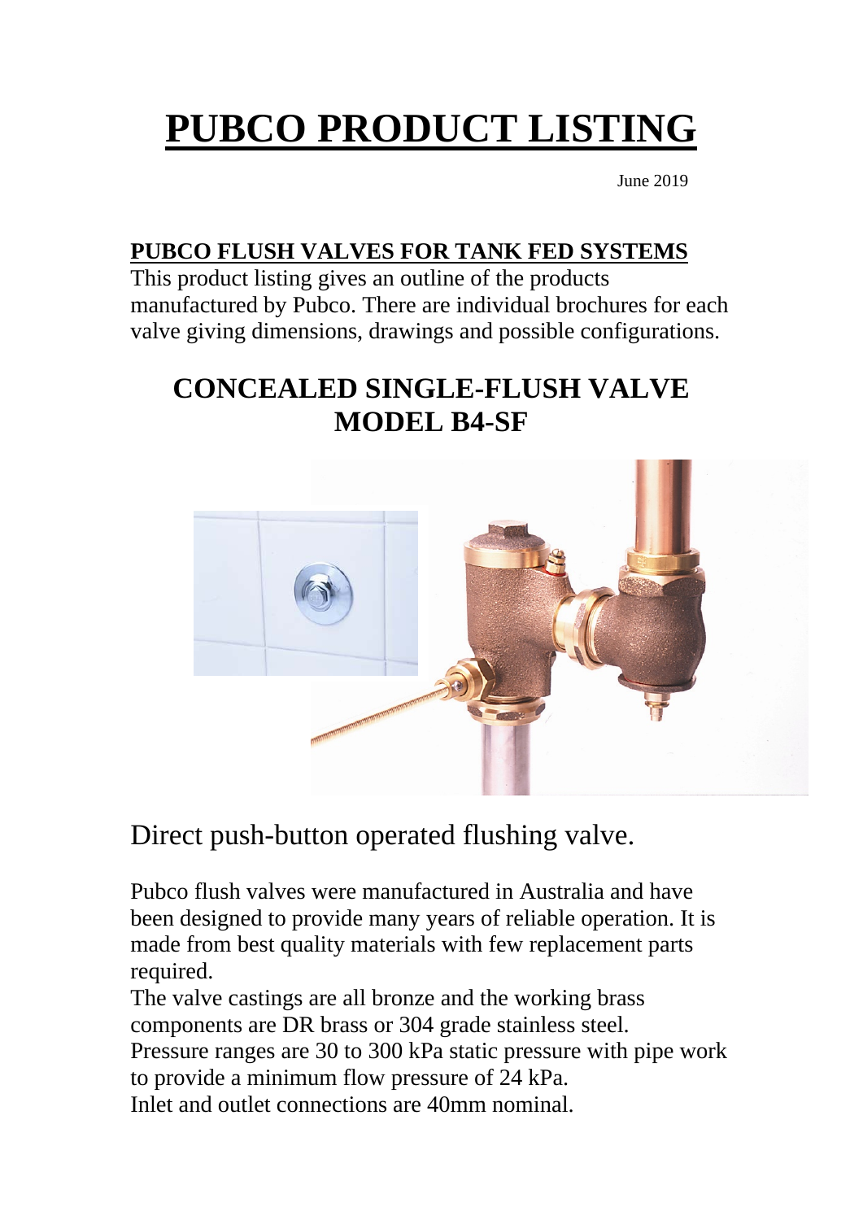# PUBCO PRODUCT LISTING

June 2019

**PUBCO FLUSH VALVES FOR TANK FED SYSTEMS**

This product listing gives an outline of the products manufactured by Pubco. There are individual brochures for each valve giving dimensions, drawings and possible configurations.

## CONCEALED SINGLE-FLUSH VALVE MODEL B4-SF

Direct push-button operated flushing valve.

Pubco flush valves were manufactured in Australia and have been designed to provide many years of reliable operation. It is made from best quality materials with few replacement parts required.

The valve castings are all bronze and the working brass components are DR brass or 304 grade stainless steel.

Pressure ranges are 30 to 300 kPa static pressure with pipe work to provide a minimum flow pressure of 24 kPa.

Inlet and outlet connections are 40mm nominal.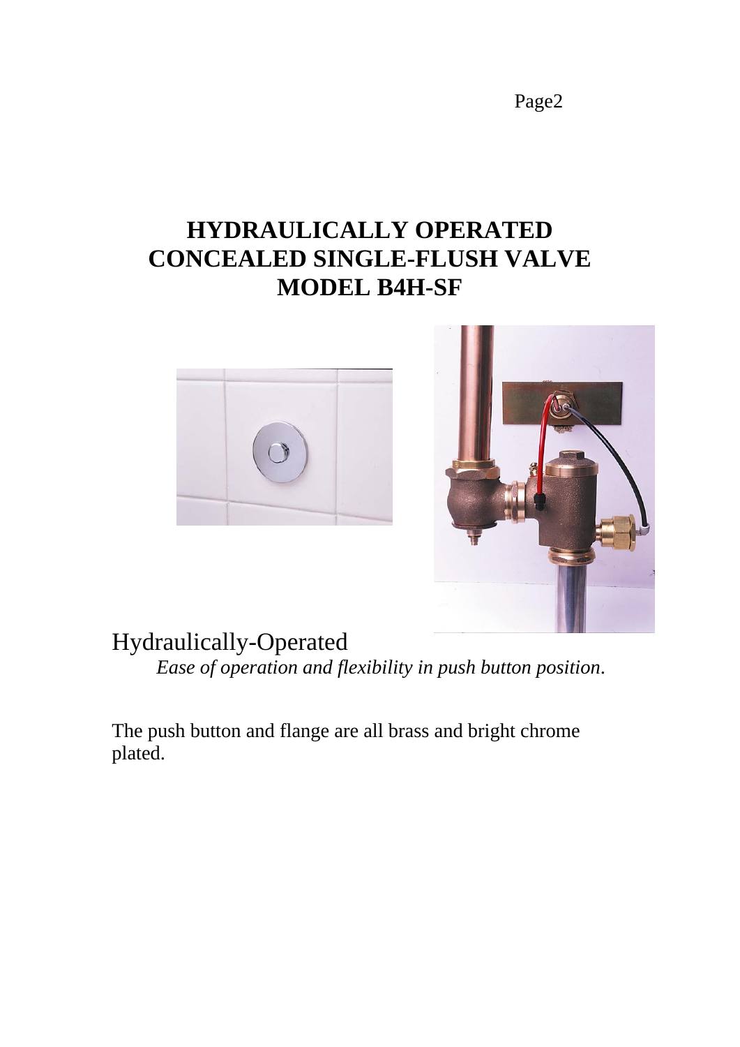# HYDRAULICALLY OPERATED CONCEALED SINGLE-FLUSH VALVE MODEL B4H-SF

Hydraulically-Operated

*Ease of operation and flexibility in push button position.*

The push button and flange are all brass and bright chrome plated.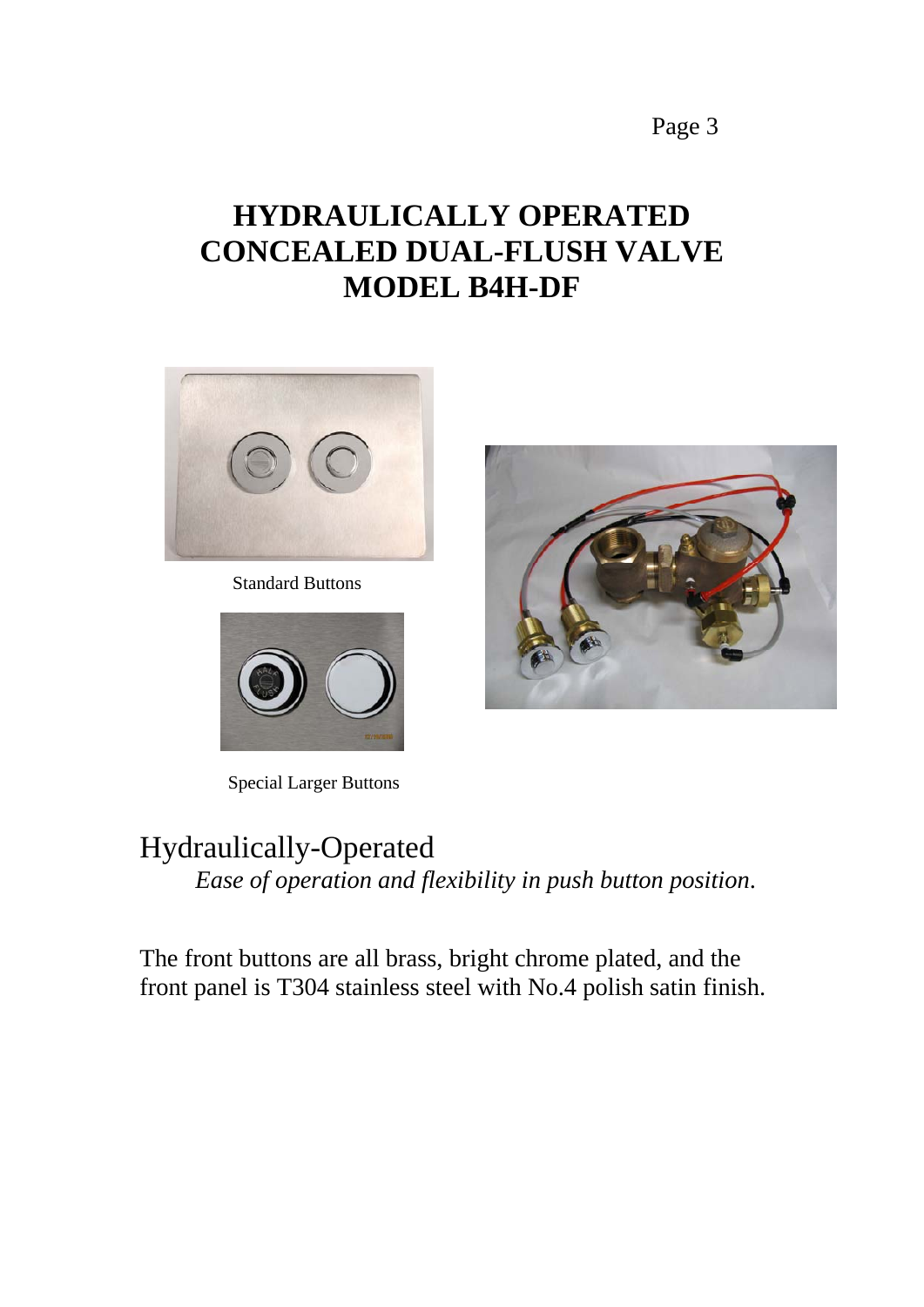# HYDRAULICALLY OPERATED CONCEALED DUAL-FLUSH VALVE MODEL B4H-DF

Standard Buttons

Special Larger Buttons

## Hydraulically-Operated

*Ease of operation and flexibility in push button position*.

The front buttons are all brass, bright chrome plated, and the front panel is T304 stainless steel with No.4 polish satin finish.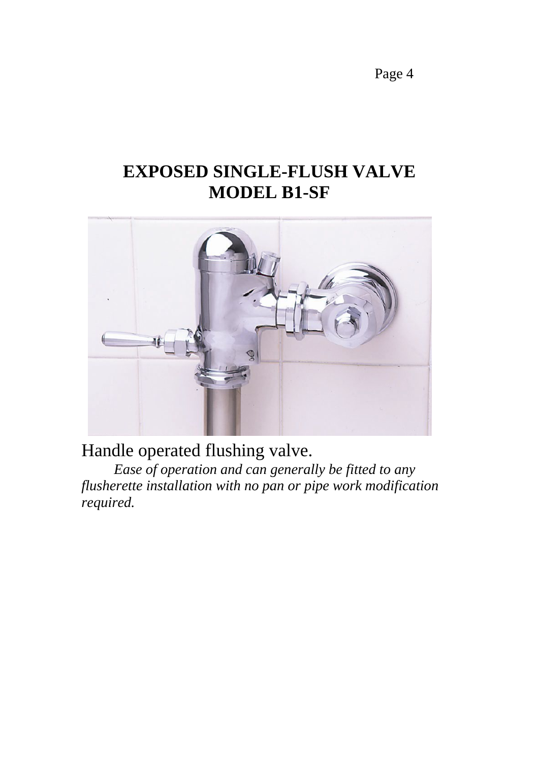# EXPOSED SINGLE-FLUSH VALVE
# MODEL B1-SF

Handle operated flushing valve.

*Ease of operation and can generally be fitted to any flusherette installation with no pan or pipe work modification required.*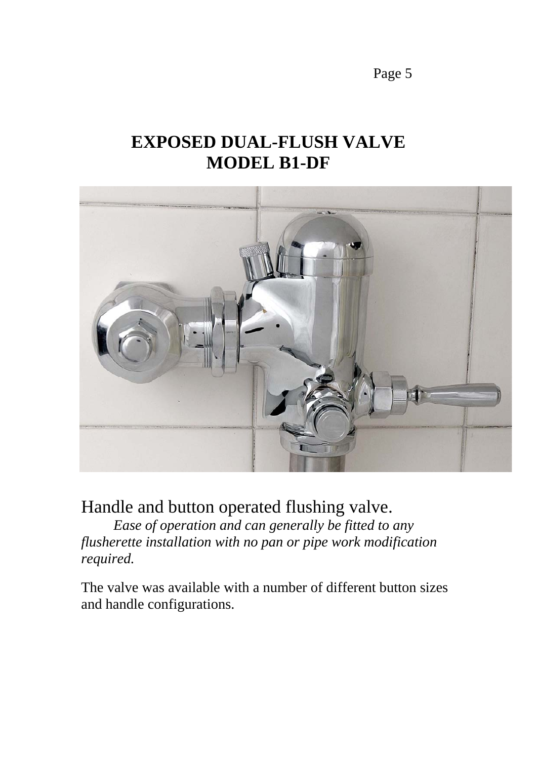# EXPOSED DUAL-FLUSH VALVE
# MODEL B1-DF

Handle and button operated flushing valve.

*Ease of operation and can generally be fitted to any flusherette installation with no pan or pipe work modification required.*

The valve was available with a number of different button sizes and handle configurations.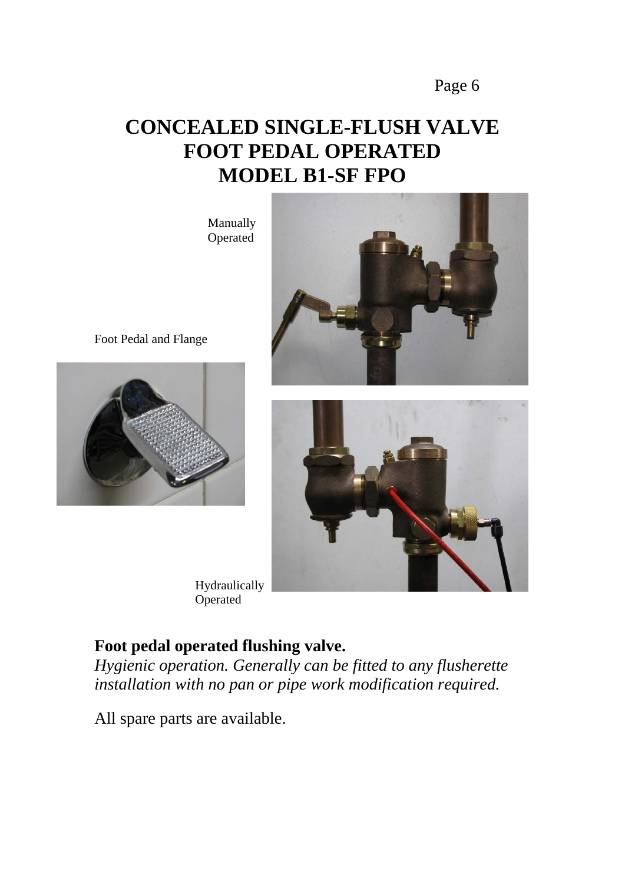# CONCEALED SINGLE-FLUSH VALVE
# FOOT PEDAL OPERATED
# MODEL B1-SF FPO

Manually Operated

Foot Pedal and Flange

Hydraulically Operated

**Foot pedal operated flushing valve.**
*Hygienic operation. Generally can be fitted to any flusherette installation with no pan or pipe work modification required.*

All spare parts are available.